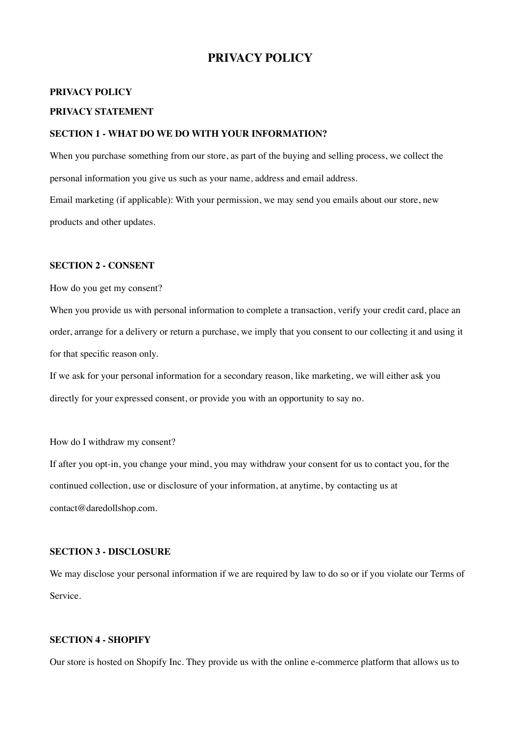# PRIVACY POLICY

**PRIVACY POLICY**

**PRIVACY STATEMENT**

**SECTION 1 - WHAT DO WE DO WITH YOUR INFORMATION?**

When you purchase something from our store, as part of the buying and selling process, we collect the personal information you give us such as your name, address and email address.

Email marketing (if applicable): With your permission, we may send you emails about our store, new products and other updates.

**SECTION 2 - CONSENT**

How do you get my consent?

When you provide us with personal information to complete a transaction, verify your credit card, place an order, arrange for a delivery or return a purchase, we imply that you consent to our collecting it and using it for that specific reason only.

If we ask for your personal information for a secondary reason, like marketing, we will either ask you directly for your expressed consent, or provide you with an opportunity to say no.

How do I withdraw my consent?

If after you opt-in, you change your mind, you may withdraw your consent for us to contact you, for the continued collection, use or disclosure of your information, at anytime, by contacting us at contact@daredollshop.com.

**SECTION 3 - DISCLOSURE**

We may disclose your personal information if we are required by law to do so or if you violate our Terms of Service.

**SECTION 4 - SHOPIFY**

Our store is hosted on Shopify Inc. They provide us with the online e-commerce platform that allows us to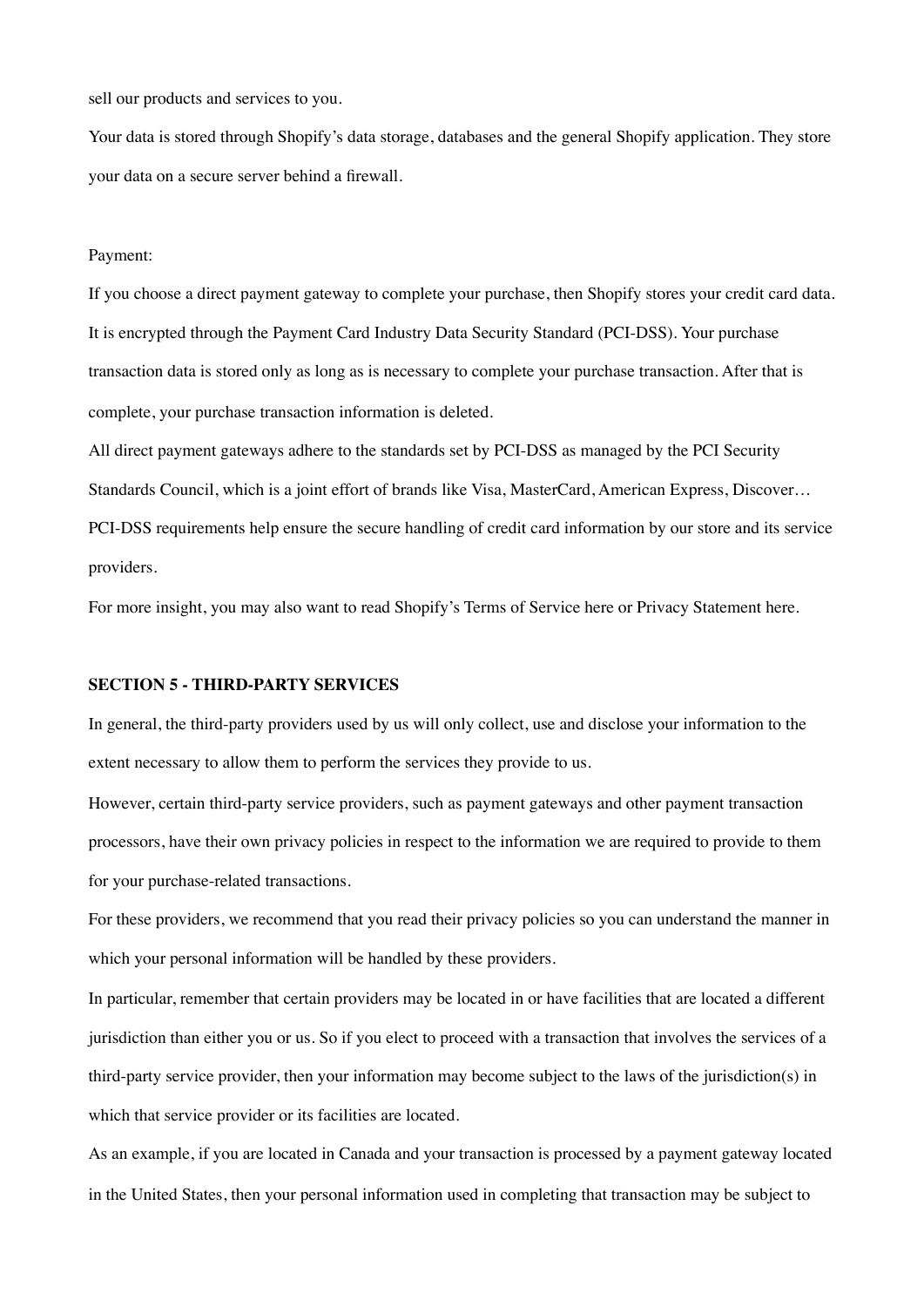sell our products and services to you.

Your data is stored through Shopify's data storage, databases and the general Shopify application. They store your data on a secure server behind a firewall.

Payment:

If you choose a direct payment gateway to complete your purchase, then Shopify stores your credit card data. It is encrypted through the Payment Card Industry Data Security Standard (PCI-DSS). Your purchase transaction data is stored only as long as is necessary to complete your purchase transaction. After that is complete, your purchase transaction information is deleted.

All direct payment gateways adhere to the standards set by PCI-DSS as managed by the PCI Security Standards Council, which is a joint effort of brands like Visa, MasterCard, American Express, Discover…

PCI-DSS requirements help ensure the secure handling of credit card information by our store and its service providers.

For more insight, you may also want to read Shopify's Terms of Service here or Privacy Statement here.

**SECTION 5 - THIRD-PARTY SERVICES**

In general, the third-party providers used by us will only collect, use and disclose your information to the extent necessary to allow them to perform the services they provide to us.

However, certain third-party service providers, such as payment gateways and other payment transaction processors, have their own privacy policies in respect to the information we are required to provide to them for your purchase-related transactions.

For these providers, we recommend that you read their privacy policies so you can understand the manner in which your personal information will be handled by these providers.

In particular, remember that certain providers may be located in or have facilities that are located a different jurisdiction than either you or us. So if you elect to proceed with a transaction that involves the services of a third-party service provider, then your information may become subject to the laws of the jurisdiction(s) in which that service provider or its facilities are located.

As an example, if you are located in Canada and your transaction is processed by a payment gateway located in the United States, then your personal information used in completing that transaction may be subject to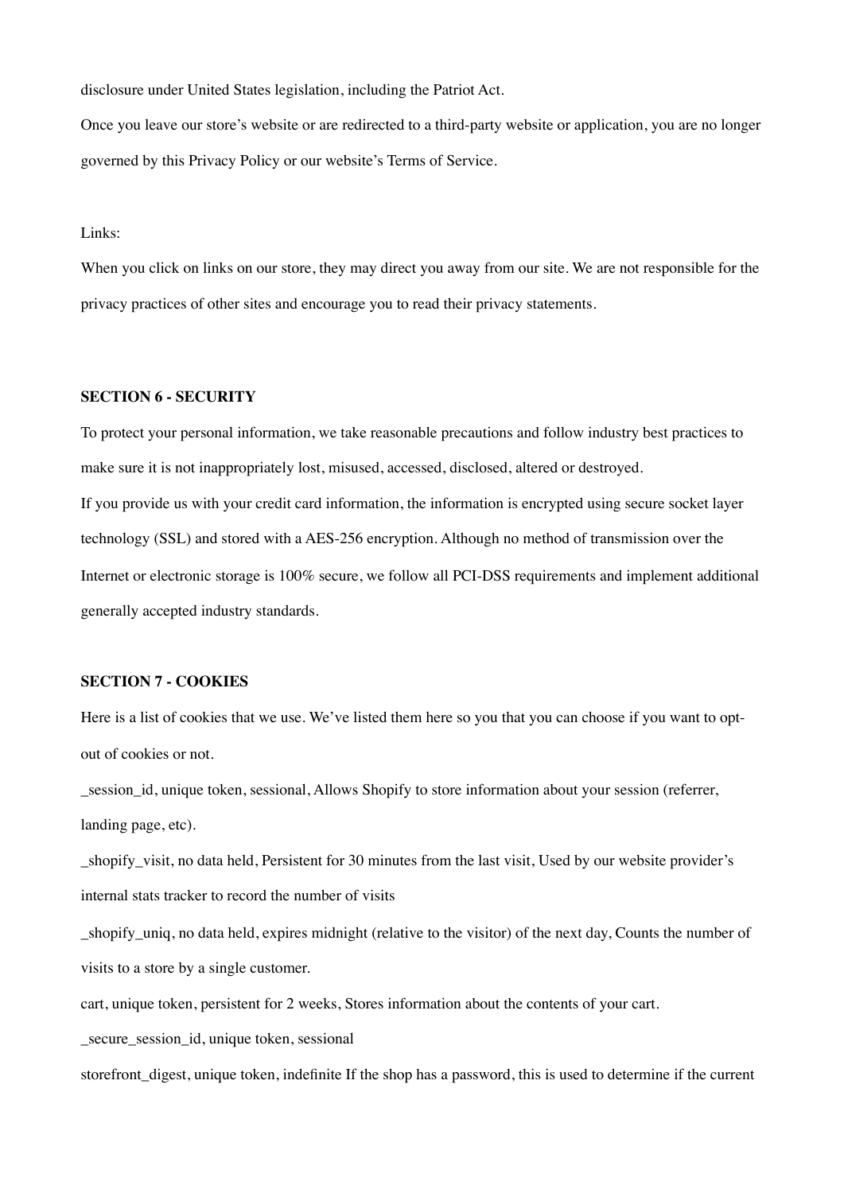disclosure under United States legislation, including the Patriot Act.

Once you leave our store's website or are redirected to a third-party website or application, you are no longer governed by this Privacy Policy or our website's Terms of Service.

Links:

When you click on links on our store, they may direct you away from our site. We are not responsible for the privacy practices of other sites and encourage you to read their privacy statements.

**SECTION 6 - SECURITY**

To protect your personal information, we take reasonable precautions and follow industry best practices to make sure it is not inappropriately lost, misused, accessed, disclosed, altered or destroyed.

If you provide us with your credit card information, the information is encrypted using secure socket layer technology (SSL) and stored with a AES-256 encryption. Although no method of transmission over the Internet or electronic storage is 100% secure, we follow all PCI-DSS requirements and implement additional generally accepted industry standards.

**SECTION 7 - COOKIES**

Here is a list of cookies that we use. We've listed them here so you that you can choose if you want to opt-out of cookies or not.

_session_id, unique token, sessional, Allows Shopify to store information about your session (referrer, landing page, etc).

_shopify_visit, no data held, Persistent for 30 minutes from the last visit, Used by our website provider's internal stats tracker to record the number of visits

_shopify_uniq, no data held, expires midnight (relative to the visitor) of the next day, Counts the number of visits to a store by a single customer.

cart, unique token, persistent for 2 weeks, Stores information about the contents of your cart.

_secure_session_id, unique token, sessional

storefront_digest, unique token, indefinite If the shop has a password, this is used to determine if the current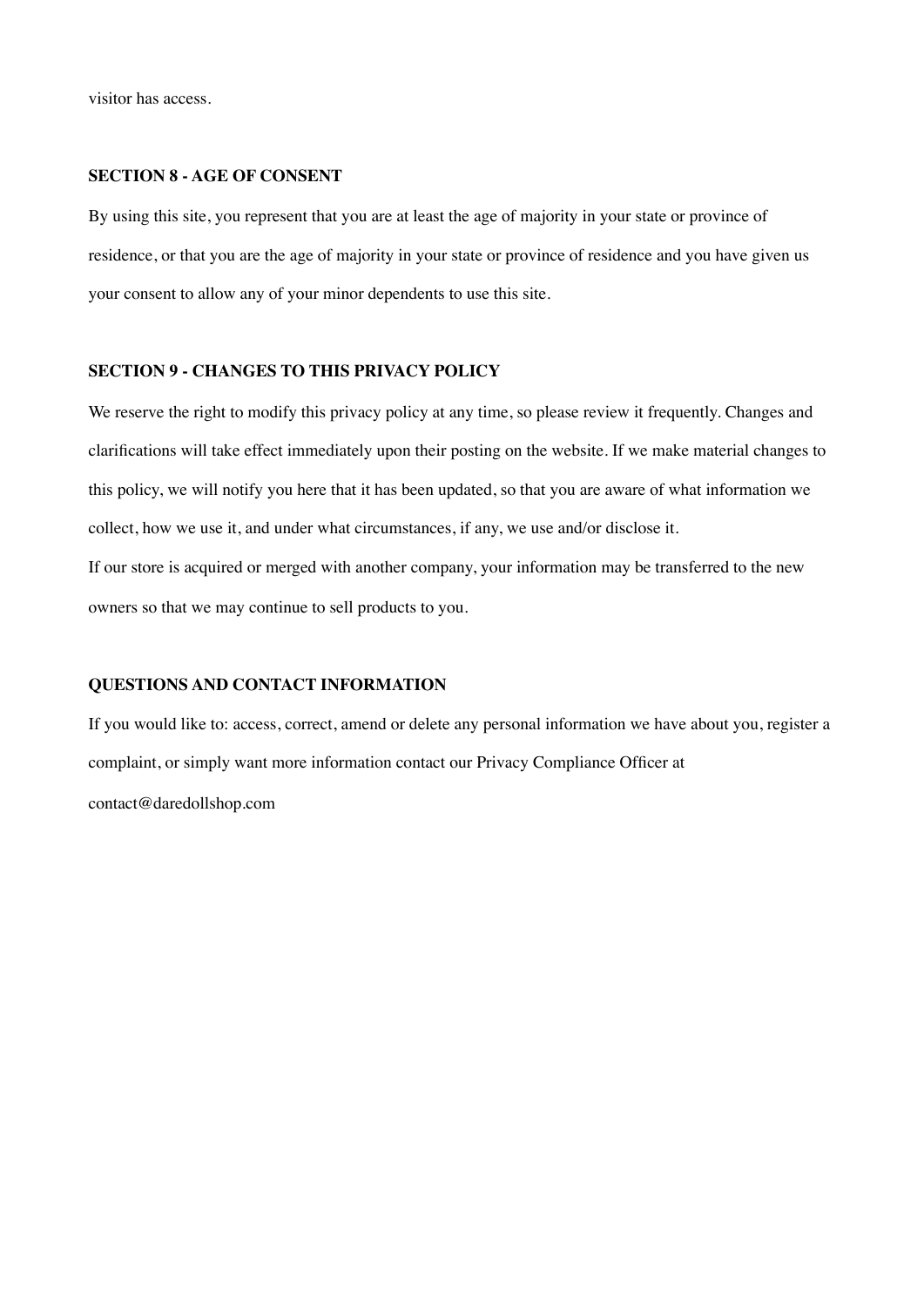visitor has access.

**SECTION 8 - AGE OF CONSENT**

By using this site, you represent that you are at least the age of majority in your state or province of residence, or that you are the age of majority in your state or province of residence and you have given us your consent to allow any of your minor dependents to use this site.

**SECTION 9 - CHANGES TO THIS PRIVACY POLICY**

We reserve the right to modify this privacy policy at any time, so please review it frequently. Changes and clarifications will take effect immediately upon their posting on the website. If we make material changes to this policy, we will notify you here that it has been updated, so that you are aware of what information we collect, how we use it, and under what circumstances, if any, we use and/or disclose it.

If our store is acquired or merged with another company, your information may be transferred to the new owners so that we may continue to sell products to you.

**QUESTIONS AND CONTACT INFORMATION**

If you would like to: access, correct, amend or delete any personal information we have about you, register a complaint, or simply want more information contact our Privacy Compliance Officer at

contact@daredollshop.com